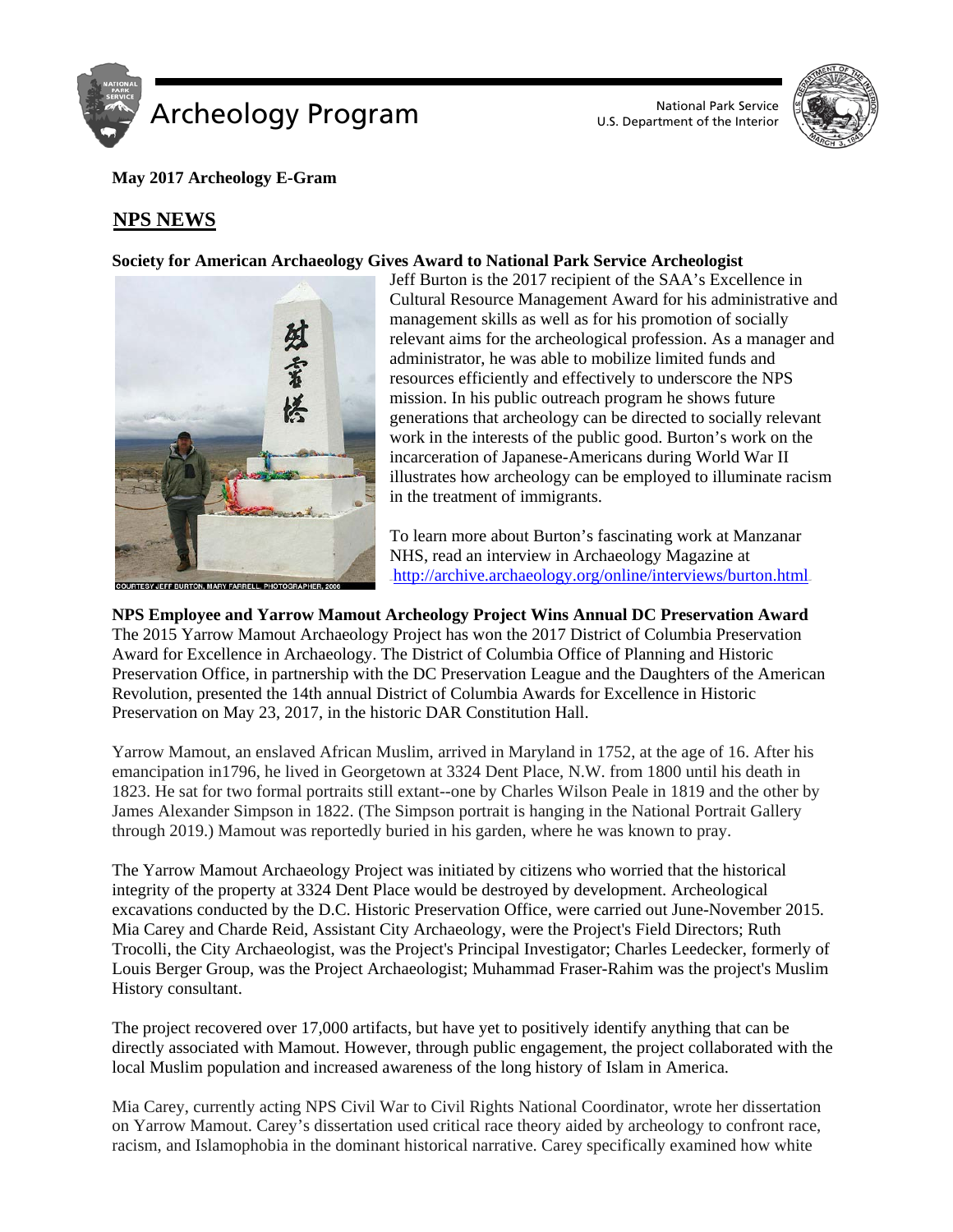# Archeology Program

National Park Service
U.S. Department of the Interior

**May 2017 Archeology E-Gram**

## NPS NEWS

**Society for American Archaeology Gives Award to National Park Service Archeologist**

COURTESY JEFF BURTON, MARY FARRELL, PHOTOGRAPHER, 2006

Jeff Burton is the 2017 recipient of the SAA's Excellence in Cultural Resource Management Award for his administrative and management skills as well as for his promotion of socially relevant aims for the archeological profession. As a manager and administrator, he was able to mobilize limited funds and resources efficiently and effectively to underscore the NPS mission. In his public outreach program he shows future generations that archeology can be directed to socially relevant work in the interests of the public good. Burton's work on the incarceration of Japanese-Americans during World War II illustrates how archeology can be employed to illuminate racism in the treatment of immigrants.

To learn more about Burton's fascinating work at Manzanar NHS, read an interview in Archaeology Magazine at http://archive.archaeology.org/online/interviews/burton.html

**NPS Employee and Yarrow Mamout Archeology Project Wins Annual DC Preservation Award**

The 2015 Yarrow Mamout Archaeology Project has won the 2017 District of Columbia Preservation Award for Excellence in Archaeology. The District of Columbia Office of Planning and Historic Preservation Office, in partnership with the DC Preservation League and the Daughters of the American Revolution, presented the 14th annual District of Columbia Awards for Excellence in Historic Preservation on May 23, 2017, in the historic DAR Constitution Hall.

Yarrow Mamout, an enslaved African Muslim, arrived in Maryland in 1752, at the age of 16. After his emancipation in1796, he lived in Georgetown at 3324 Dent Place, N.W. from 1800 until his death in 1823. He sat for two formal portraits still extant--one by Charles Wilson Peale in 1819 and the other by James Alexander Simpson in 1822. (The Simpson portrait is hanging in the National Portrait Gallery through 2019.) Mamout was reportedly buried in his garden, where he was known to pray.

The Yarrow Mamout Archaeology Project was initiated by citizens who worried that the historical integrity of the property at 3324 Dent Place would be destroyed by development. Archeological excavations conducted by the D.C. Historic Preservation Office, were carried out June-November 2015. Mia Carey and Charde Reid, Assistant City Archaeology, were the Project's Field Directors; Ruth Trocolli, the City Archaeologist, was the Project's Principal Investigator; Charles Leedecker, formerly of Louis Berger Group, was the Project Archaeologist; Muhammad Fraser-Rahim was the project's Muslim History consultant.

The project recovered over 17,000 artifacts, but have yet to positively identify anything that can be directly associated with Mamout. However, through public engagement, the project collaborated with the local Muslim population and increased awareness of the long history of Islam in America.

Mia Carey, currently acting NPS Civil War to Civil Rights National Coordinator, wrote her dissertation on Yarrow Mamout. Carey's dissertation used critical race theory aided by archeology to confront race, racism, and Islamophobia in the dominant historical narrative. Carey specifically examined how white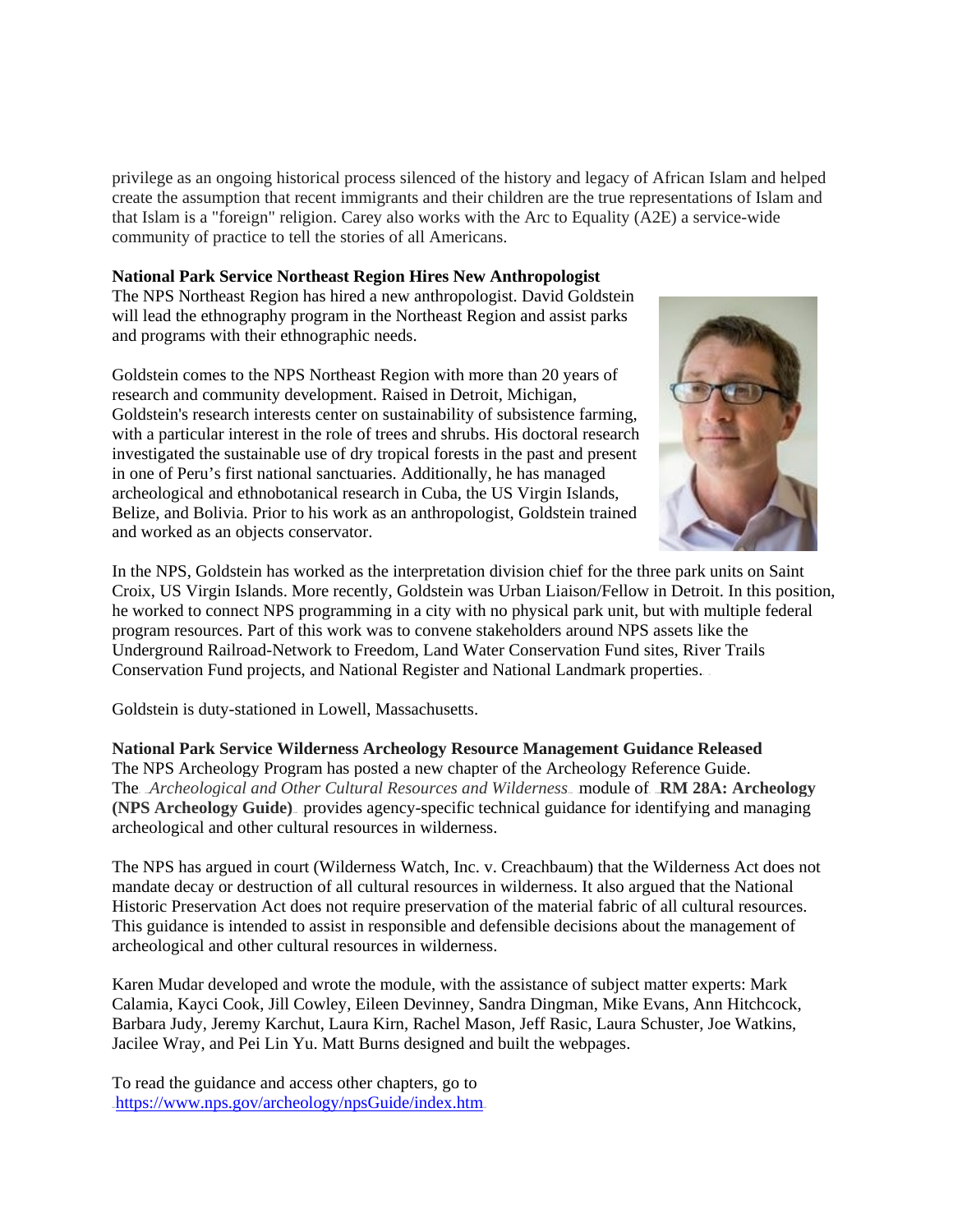privilege as an ongoing historical process silenced of the history and legacy of African Islam and helped create the assumption that recent immigrants and their children are the true representations of Islam and that Islam is a "foreign" religion. Carey also works with the Arc to Equality (A2E) a service-wide community of practice to tell the stories of all Americans.

**National Park Service Northeast Region Hires New Anthropologist**

The NPS Northeast Region has hired a new anthropologist. David Goldstein will lead the ethnography program in the Northeast Region and assist parks and programs with their ethnographic needs.

Goldstein comes to the NPS Northeast Region with more than 20 years of research and community development. Raised in Detroit, Michigan, Goldstein's research interests center on sustainability of subsistence farming, with a particular interest in the role of trees and shrubs. His doctoral research investigated the sustainable use of dry tropical forests in the past and present in one of Peru's first national sanctuaries. Additionally, he has managed archeological and ethnobotanical research in Cuba, the US Virgin Islands, Belize, and Bolivia. Prior to his work as an anthropologist, Goldstein trained and worked as an objects conservator.

In the NPS, Goldstein has worked as the interpretation division chief for the three park units on Saint Croix, US Virgin Islands. More recently, Goldstein was Urban Liaison/Fellow in Detroit. In this position, he worked to connect NPS programming in a city with no physical park unit, but with multiple federal program resources. Part of this work was to convene stakeholders around NPS assets like the Underground Railroad-Network to Freedom, Land Water Conservation Fund sites, River Trails Conservation Fund projects, and National Register and National Landmark properties.

Goldstein is duty-stationed in Lowell, Massachusetts.

**National Park Service Wilderness Archeology Resource Management Guidance Released**

The NPS Archeology Program has posted a new chapter of the Archeology Reference Guide. The *Archeological and Other Cultural Resources and Wilderness* module of **RM 28A: Archeology (NPS Archeology Guide)** provides agency-specific technical guidance for identifying and managing archeological and other cultural resources in wilderness.

The NPS has argued in court (Wilderness Watch, Inc. v. Creachbaum) that the Wilderness Act does not mandate decay or destruction of all cultural resources in wilderness. It also argued that the National Historic Preservation Act does not require preservation of the material fabric of all cultural resources. This guidance is intended to assist in responsible and defensible decisions about the management of archeological and other cultural resources in wilderness.

Karen Mudar developed and wrote the module, with the assistance of subject matter experts: Mark Calamia, Kayci Cook, Jill Cowley, Eileen Devinney, Sandra Dingman, Mike Evans, Ann Hitchcock, Barbara Judy, Jeremy Karchut, Laura Kirn, Rachel Mason, Jeff Rasic, Laura Schuster, Joe Watkins, Jacilee Wray, and Pei Lin Yu. Matt Burns designed and built the webpages.

To read the guidance and access other chapters, go to https://www.nps.gov/archeology/npsGuide/index.htm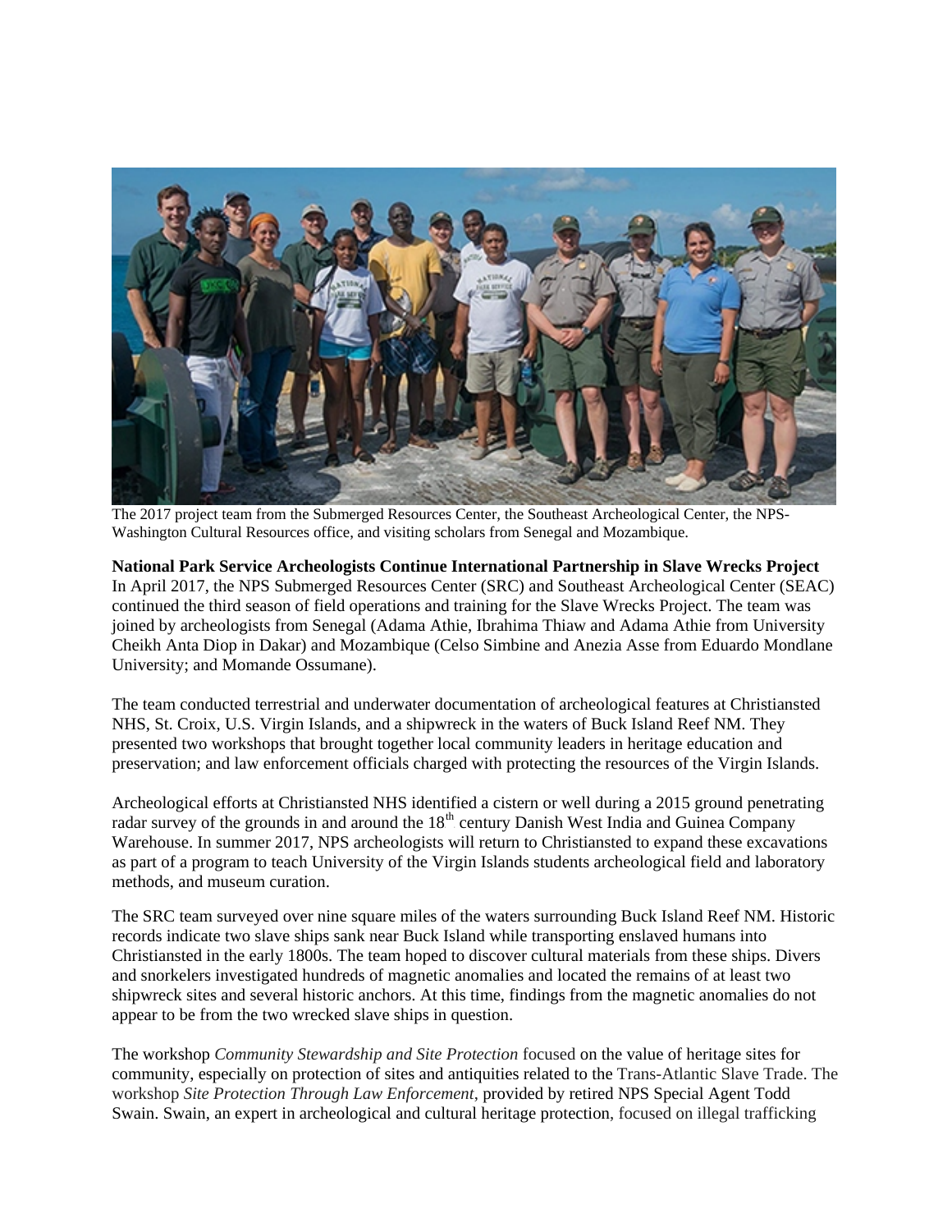The 2017 project team from the Submerged Resources Center, the Southeast Archeological Center, the NPS-Washington Cultural Resources office, and visiting scholars from Senegal and Mozambique.

**National Park Service Archeologists Continue International Partnership in Slave Wrecks Project**

In April 2017, the NPS Submerged Resources Center (SRC) and Southeast Archeological Center (SEAC) continued the third season of field operations and training for the Slave Wrecks Project. The team was joined by archeologists from Senegal (Adama Athie, Ibrahima Thiaw and Adama Athie from University Cheikh Anta Diop in Dakar) and Mozambique (Celso Simbine and Anezia Asse from Eduardo Mondlane University; and Momande Ossumane).

The team conducted terrestrial and underwater documentation of archeological features at Christiansted NHS, St. Croix, U.S. Virgin Islands, and a shipwreck in the waters of Buck Island Reef NM. They presented two workshops that brought together local community leaders in heritage education and preservation; and law enforcement officials charged with protecting the resources of the Virgin Islands.

Archeological efforts at Christiansted NHS identified a cistern or well during a 2015 ground penetrating radar survey of the grounds in and around the 18th century Danish West India and Guinea Company Warehouse. In summer 2017, NPS archeologists will return to Christiansted to expand these excavations as part of a program to teach University of the Virgin Islands students archeological field and laboratory methods, and museum curation.

The SRC team surveyed over nine square miles of the waters surrounding Buck Island Reef NM. Historic records indicate two slave ships sank near Buck Island while transporting enslaved humans into Christiansted in the early 1800s. The team hoped to discover cultural materials from these ships. Divers and snorkelers investigated hundreds of magnetic anomalies and located the remains of at least two shipwreck sites and several historic anchors. At this time, findings from the magnetic anomalies do not appear to be from the two wrecked slave ships in question.

The workshop *Community Stewardship and Site Protection* focused on the value of heritage sites for community, especially on protection of sites and antiquities related to the Trans-Atlantic Slave Trade. The workshop *Site Protection Through Law Enforcement*, provided by retired NPS Special Agent Todd Swain. Swain, an expert in archeological and cultural heritage protection, focused on illegal trafficking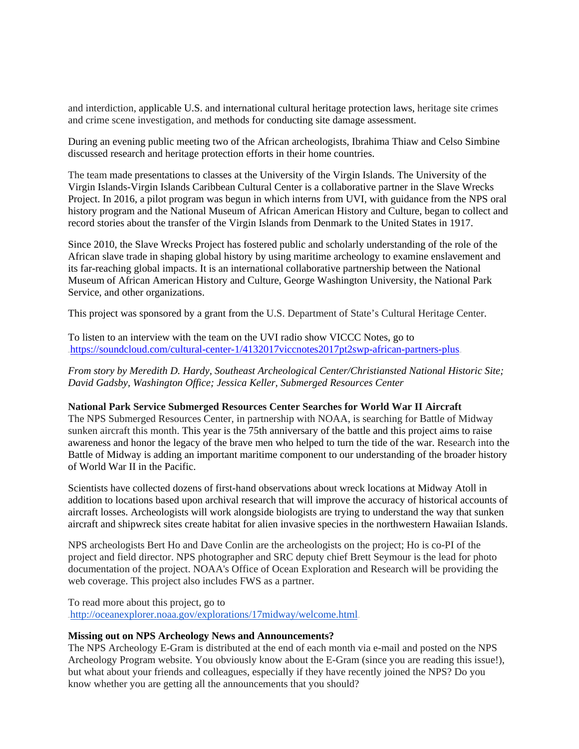and interdiction, applicable U.S. and international cultural heritage protection laws, heritage site crimes and crime scene investigation, and methods for conducting site damage assessment.

During an evening public meeting two of the African archeologists, Ibrahima Thiaw and Celso Simbine discussed research and heritage protection efforts in their home countries.

The team made presentations to classes at the University of the Virgin Islands. The University of the Virgin Islands-Virgin Islands Caribbean Cultural Center is a collaborative partner in the Slave Wrecks Project. In 2016, a pilot program was begun in which interns from UVI, with guidance from the NPS oral history program and the National Museum of African American History and Culture, began to collect and record stories about the transfer of the Virgin Islands from Denmark to the United States in 1917.

Since 2010, the Slave Wrecks Project has fostered public and scholarly understanding of the role of the African slave trade in shaping global history by using maritime archeology to examine enslavement and its far-reaching global impacts. It is an international collaborative partnership between the National Museum of African American History and Culture, George Washington University, the National Park Service, and other organizations.

This project was sponsored by a grant from the U.S. Department of State's Cultural Heritage Center.

To listen to an interview with the team on the UVI radio show VICCC Notes, go to https://soundcloud.com/cultural-center-1/4132017viccnotes2017pt2swp-african-partners-plus

*From story by Meredith D. Hardy, Southeast Archeological Center/Christiansted National Historic Site; David Gadsby, Washington Office; Jessica Keller, Submerged Resources Center*

**National Park Service Submerged Resources Center Searches for World War II Aircraft**
The NPS Submerged Resources Center, in partnership with NOAA, is searching for Battle of Midway sunken aircraft this month. This year is the 75th anniversary of the battle and this project aims to raise awareness and honor the legacy of the brave men who helped to turn the tide of the war. Research into the Battle of Midway is adding an important maritime component to our understanding of the broader history of World War II in the Pacific.

Scientists have collected dozens of first-hand observations about wreck locations at Midway Atoll in addition to locations based upon archival research that will improve the accuracy of historical accounts of aircraft losses. Archeologists will work alongside biologists are trying to understand the way that sunken aircraft and shipwreck sites create habitat for alien invasive species in the northwestern Hawaiian Islands.

NPS archeologists Bert Ho and Dave Conlin are the archeologists on the project; Ho is co-PI of the project and field director. NPS photographer and SRC deputy chief Brett Seymour is the lead for photo documentation of the project. NOAA's Office of Ocean Exploration and Research will be providing the web coverage. This project also includes FWS as a partner.

To read more about this project, go to http://oceanexplorer.noaa.gov/explorations/17midway/welcome.html

**Missing out on NPS Archeology News and Announcements?**
The NPS Archeology E-Gram is distributed at the end of each month via e-mail and posted on the NPS Archeology Program website. You obviously know about the E-Gram (since you are reading this issue!), but what about your friends and colleagues, especially if they have recently joined the NPS? Do you know whether you are getting all the announcements that you should?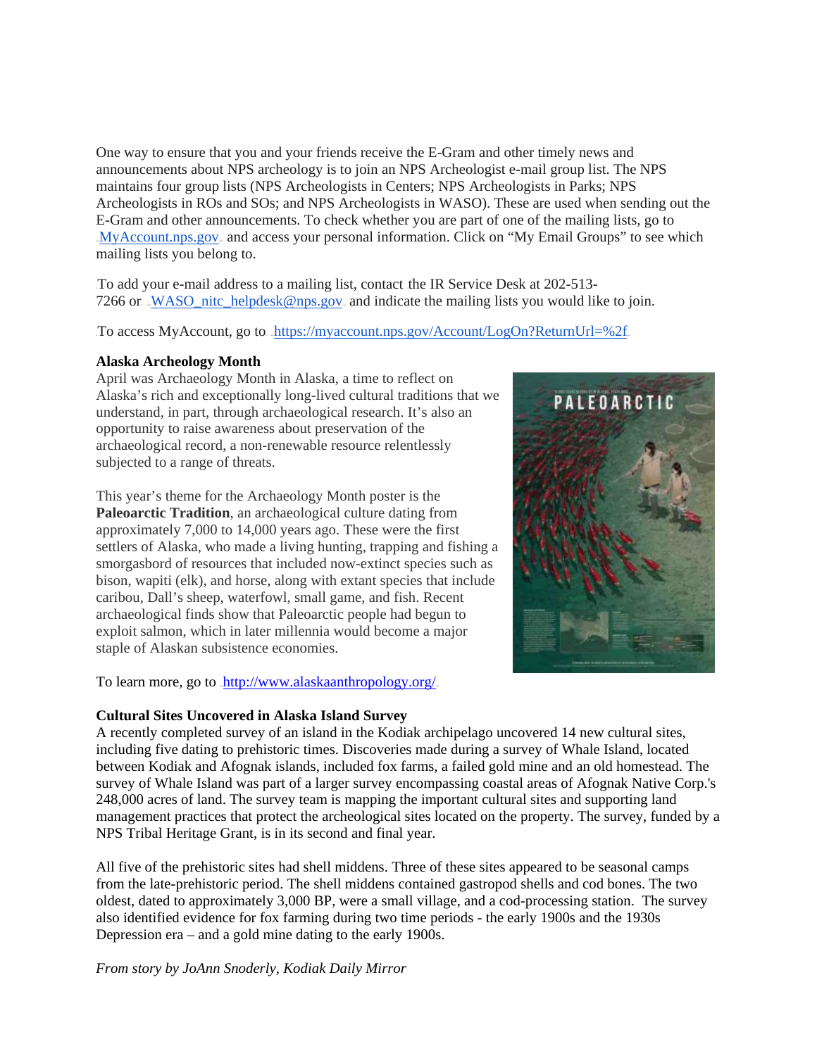One way to ensure that you and your friends receive the E-Gram and other timely news and announcements about NPS archeology is to join an NPS Archeologist e-mail group list. The NPS maintains four group lists (NPS Archeologists in Centers; NPS Archeologists in Parks; NPS Archeologists in ROs and SOs; and NPS Archeologists in WASO). These are used when sending out the E-Gram and other announcements. To check whether you are part of one of the mailing lists, go to MyAccount.nps.gov and access your personal information. Click on "My Email Groups" to see which mailing lists you belong to.

To add your e-mail address to a mailing list, contact the IR Service Desk at 202-513-7266 or WASO_nitc_helpdesk@nps.gov and indicate the mailing lists you would like to join.

To access MyAccount, go to https://myaccount.nps.gov/Account/LogOn?ReturnUrl=%2f

**Alaska Archeology Month**

April was Archaeology Month in Alaska, a time to reflect on Alaska's rich and exceptionally long-lived cultural traditions that we understand, in part, through archaeological research. It's also an opportunity to raise awareness about preservation of the archaeological record, a non-renewable resource relentlessly subjected to a range of threats.

This year's theme for the Archaeology Month poster is the **Paleoarctic Tradition**, an archaeological culture dating from approximately 7,000 to 14,000 years ago. These were the first settlers of Alaska, who made a living hunting, trapping and fishing a smorgasbord of resources that included now-extinct species such as bison, wapiti (elk), and horse, along with extant species that include caribou, Dall's sheep, waterfowl, small game, and fish. Recent archaeological finds show that Paleoarctic people had begun to exploit salmon, which in later millennia would become a major staple of Alaskan subsistence economies.

To learn more, go to http://www.alaskaanthropology.org/

**Cultural Sites Uncovered in Alaska Island Survey**

A recently completed survey of an island in the Kodiak archipelago uncovered 14 new cultural sites, including five dating to prehistoric times. Discoveries made during a survey of Whale Island, located between Kodiak and Afognak islands, included fox farms, a failed gold mine and an old homestead. The survey of Whale Island was part of a larger survey encompassing coastal areas of Afognak Native Corp.'s 248,000 acres of land. The survey team is mapping the important cultural sites and supporting land management practices that protect the archeological sites located on the property. The survey, funded by a NPS Tribal Heritage Grant, is in its second and final year.

All five of the prehistoric sites had shell middens. Three of these sites appeared to be seasonal camps from the late-prehistoric period. The shell middens contained gastropod shells and cod bones. The two oldest, dated to approximately 3,000 BP, were a small village, and a cod-processing station. The survey also identified evidence for fox farming during two time periods - the early 1900s and the 1930s Depression era – and a gold mine dating to the early 1900s.

*From story by JoAnn Snoderly, Kodiak Daily Mirror*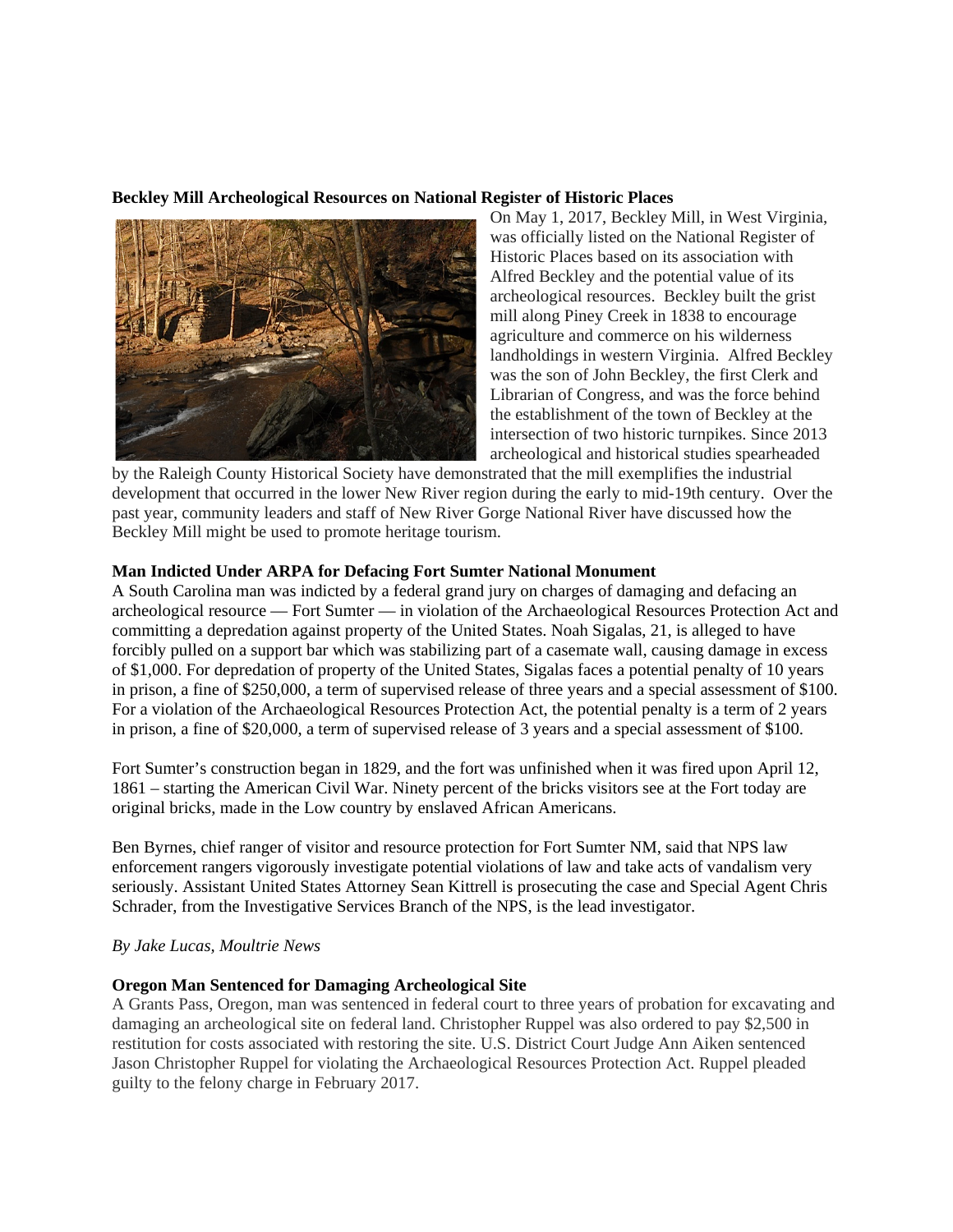**Beckley Mill Archeological Resources on National Register of Historic Places**

On May 1, 2017, Beckley Mill, in West Virginia, was officially listed on the National Register of Historic Places based on its association with Alfred Beckley and the potential value of its archeological resources. Beckley built the grist mill along Piney Creek in 1838 to encourage agriculture and commerce on his wilderness landholdings in western Virginia. Alfred Beckley was the son of John Beckley, the first Clerk and Librarian of Congress, and was the force behind the establishment of the town of Beckley at the intersection of two historic turnpikes. Since 2013 archeological and historical studies spearheaded by the Raleigh County Historical Society have demonstrated that the mill exemplifies the industrial development that occurred in the lower New River region during the early to mid-19th century. Over the past year, community leaders and staff of New River Gorge National River have discussed how the Beckley Mill might be used to promote heritage tourism.

**Man Indicted Under ARPA for Defacing Fort Sumter National Monument**

A South Carolina man was indicted by a federal grand jury on charges of damaging and defacing an archeological resource — Fort Sumter — in violation of the Archaeological Resources Protection Act and committing a depredation against property of the United States. Noah Sigalas, 21, is alleged to have forcibly pulled on a support bar which was stabilizing part of a casemate wall, causing damage in excess of $1,000. For depredation of property of the United States, Sigalas faces a potential penalty of 10 years in prison, a fine of $250,000, a term of supervised release of three years and a special assessment of $100. For a violation of the Archaeological Resources Protection Act, the potential penalty is a term of 2 years in prison, a fine of $20,000, a term of supervised release of 3 years and a special assessment of $100.

Fort Sumter's construction began in 1829, and the fort was unfinished when it was fired upon April 12, 1861 – starting the American Civil War. Ninety percent of the bricks visitors see at the Fort today are original bricks, made in the Low country by enslaved African Americans.

Ben Byrnes, chief ranger of visitor and resource protection for Fort Sumter NM, said that NPS law enforcement rangers vigorously investigate potential violations of law and take acts of vandalism very seriously. Assistant United States Attorney Sean Kittrell is prosecuting the case and Special Agent Chris Schrader, from the Investigative Services Branch of the NPS, is the lead investigator.

*By Jake Lucas, Moultrie News*

**Oregon Man Sentenced for Damaging Archeological Site**

A Grants Pass, Oregon, man was sentenced in federal court to three years of probation for excavating and damaging an archeological site on federal land. Christopher Ruppel was also ordered to pay $2,500 in restitution for costs associated with restoring the site. U.S. District Court Judge Ann Aiken sentenced Jason Christopher Ruppel for violating the Archaeological Resources Protection Act. Ruppel pleaded guilty to the felony charge in February 2017.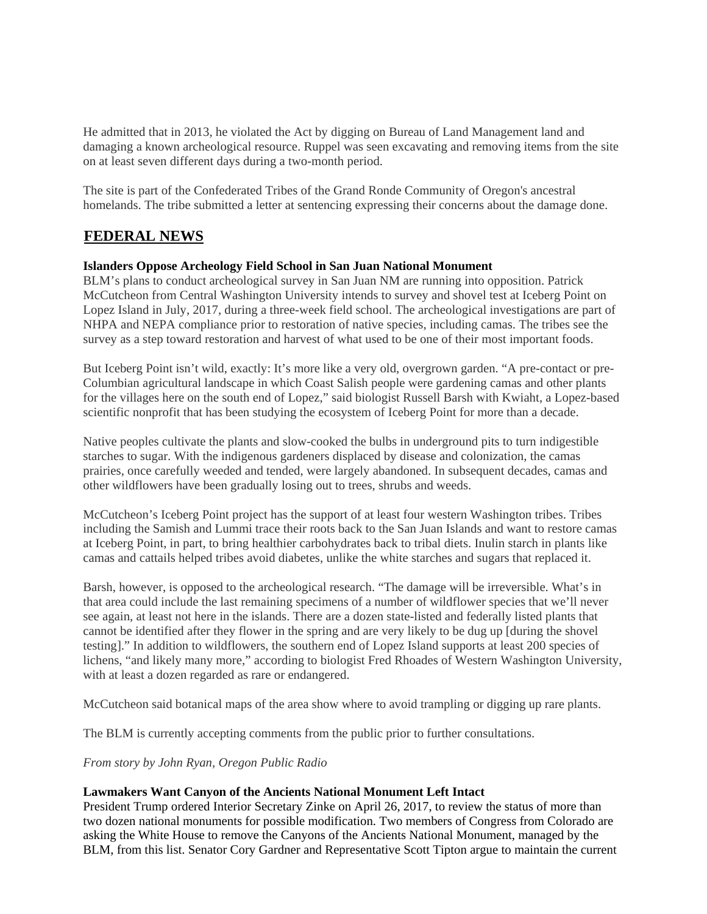He admitted that in 2013, he violated the Act by digging on Bureau of Land Management land and damaging a known archeological resource. Ruppel was seen excavating and removing items from the site on at least seven different days during a two-month period.

The site is part of the Confederated Tribes of the Grand Ronde Community of Oregon's ancestral homelands. The tribe submitted a letter at sentencing expressing their concerns about the damage done.

## FEDERAL NEWS

**Islanders Oppose Archeology Field School in San Juan National Monument**

BLM's plans to conduct archeological survey in San Juan NM are running into opposition. Patrick McCutcheon from Central Washington University intends to survey and shovel test at Iceberg Point on Lopez Island in July, 2017, during a three-week field school. The archeological investigations are part of NHPA and NEPA compliance prior to restoration of native species, including camas. The tribes see the survey as a step toward restoration and harvest of what used to be one of their most important foods.

But Iceberg Point isn't wild, exactly: It's more like a very old, overgrown garden. "A pre-contact or pre-Columbian agricultural landscape in which Coast Salish people were gardening camas and other plants for the villages here on the south end of Lopez," said biologist Russell Barsh with Kwiaht, a Lopez-based scientific nonprofit that has been studying the ecosystem of Iceberg Point for more than a decade.

Native peoples cultivate the plants and slow-cooked the bulbs in underground pits to turn indigestible starches to sugar. With the indigenous gardeners displaced by disease and colonization, the camas prairies, once carefully weeded and tended, were largely abandoned. In subsequent decades, camas and other wildflowers have been gradually losing out to trees, shrubs and weeds.

McCutcheon's Iceberg Point project has the support of at least four western Washington tribes. Tribes including the Samish and Lummi trace their roots back to the San Juan Islands and want to restore camas at Iceberg Point, in part, to bring healthier carbohydrates back to tribal diets. Inulin starch in plants like camas and cattails helped tribes avoid diabetes, unlike the white starches and sugars that replaced it.

Barsh, however, is opposed to the archeological research. "The damage will be irreversible. What's in that area could include the last remaining specimens of a number of wildflower species that we'll never see again, at least not here in the islands. There are a dozen state-listed and federally listed plants that cannot be identified after they flower in the spring and are very likely to be dug up [during the shovel testing]." In addition to wildflowers, the southern end of Lopez Island supports at least 200 species of lichens, "and likely many more," according to biologist Fred Rhoades of Western Washington University, with at least a dozen regarded as rare or endangered.

McCutcheon said botanical maps of the area show where to avoid trampling or digging up rare plants.

The BLM is currently accepting comments from the public prior to further consultations.

*From story by John Ryan, Oregon Public Radio*

**Lawmakers Want Canyon of the Ancients National Monument Left Intact**

President Trump ordered Interior Secretary Zinke on April 26, 2017, to review the status of more than two dozen national monuments for possible modification. Two members of Congress from Colorado are asking the White House to remove the Canyons of the Ancients National Monument, managed by the BLM, from this list. Senator Cory Gardner and Representative Scott Tipton argue to maintain the current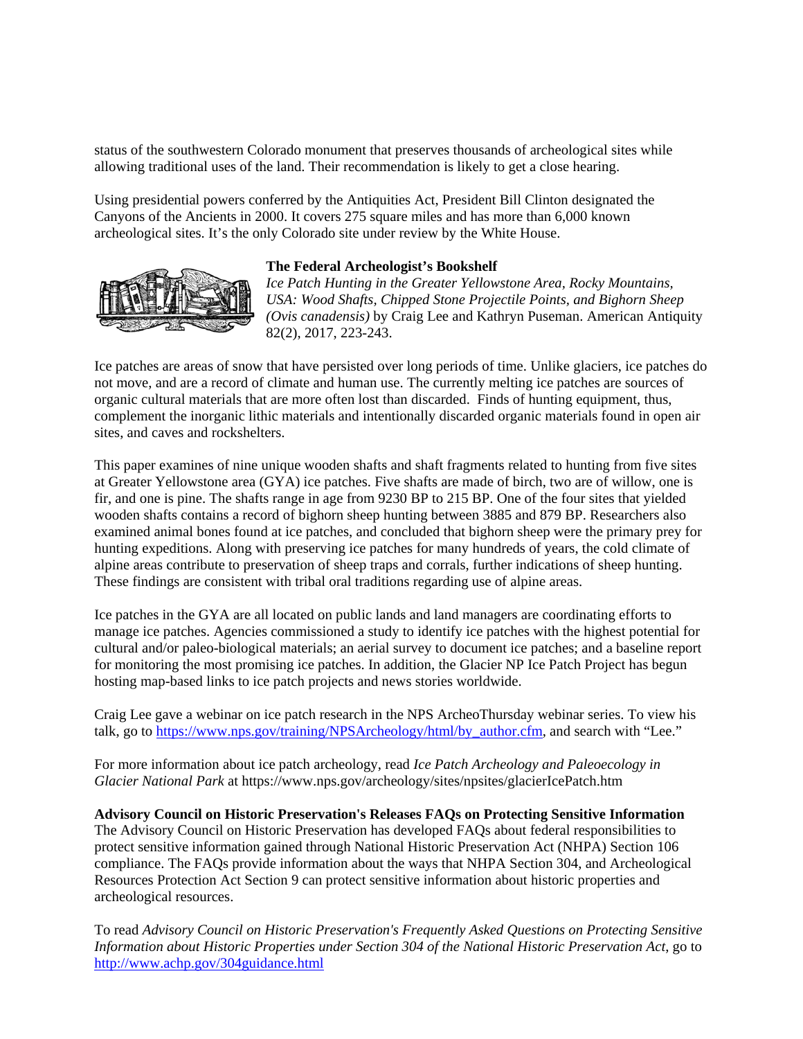status of the southwestern Colorado monument that preserves thousands of archeological sites while allowing traditional uses of the land. Their recommendation is likely to get a close hearing.

Using presidential powers conferred by the Antiquities Act, President Bill Clinton designated the Canyons of the Ancients in 2000. It covers 275 square miles and has more than 6,000 known archeological sites. It's the only Colorado site under review by the White House.

**The Federal Archeologist's Bookshelf**

*Ice Patch Hunting in the Greater Yellowstone Area, Rocky Mountains, USA: Wood Shafts, Chipped Stone Projectile Points, and Bighorn Sheep (Ovis canadensis)* by Craig Lee and Kathryn Puseman. American Antiquity 82(2), 2017, 223-243.

Ice patches are areas of snow that have persisted over long periods of time. Unlike glaciers, ice patches do not move, and are a record of climate and human use. The currently melting ice patches are sources of organic cultural materials that are more often lost than discarded. Finds of hunting equipment, thus, complement the inorganic lithic materials and intentionally discarded organic materials found in open air sites, and caves and rockshelters.

This paper examines of nine unique wooden shafts and shaft fragments related to hunting from five sites at Greater Yellowstone area (GYA) ice patches. Five shafts are made of birch, two are of willow, one is fir, and one is pine. The shafts range in age from 9230 BP to 215 BP. One of the four sites that yielded wooden shafts contains a record of bighorn sheep hunting between 3885 and 879 BP. Researchers also examined animal bones found at ice patches, and concluded that bighorn sheep were the primary prey for hunting expeditions. Along with preserving ice patches for many hundreds of years, the cold climate of alpine areas contribute to preservation of sheep traps and corrals, further indications of sheep hunting. These findings are consistent with tribal oral traditions regarding use of alpine areas.

Ice patches in the GYA are all located on public lands and land managers are coordinating efforts to manage ice patches. Agencies commissioned a study to identify ice patches with the highest potential for cultural and/or paleo-biological materials; an aerial survey to document ice patches; and a baseline report for monitoring the most promising ice patches. In addition, the Glacier NP Ice Patch Project has begun hosting map-based links to ice patch projects and news stories worldwide.

Craig Lee gave a webinar on ice patch research in the NPS ArcheoThursday webinar series. To view his talk, go to https://www.nps.gov/training/NPSArcheology/html/by_author.cfm, and search with "Lee."

For more information about ice patch archeology, read *Ice Patch Archeology and Paleoecology in Glacier National Park* at https://www.nps.gov/archeology/sites/npsites/glacierIcePatch.htm

**Advisory Council on Historic Preservation's Releases FAQs on Protecting Sensitive Information**

The Advisory Council on Historic Preservation has developed FAQs about federal responsibilities to protect sensitive information gained through National Historic Preservation Act (NHPA) Section 106 compliance. The FAQs provide information about the ways that NHPA Section 304, and Archeological Resources Protection Act Section 9 can protect sensitive information about historic properties and archeological resources.

To read *Advisory Council on Historic Preservation's Frequently Asked Questions on Protecting Sensitive Information about Historic Properties under Section 304 of the National Historic Preservation Act*, go to http://www.achp.gov/304guidance.html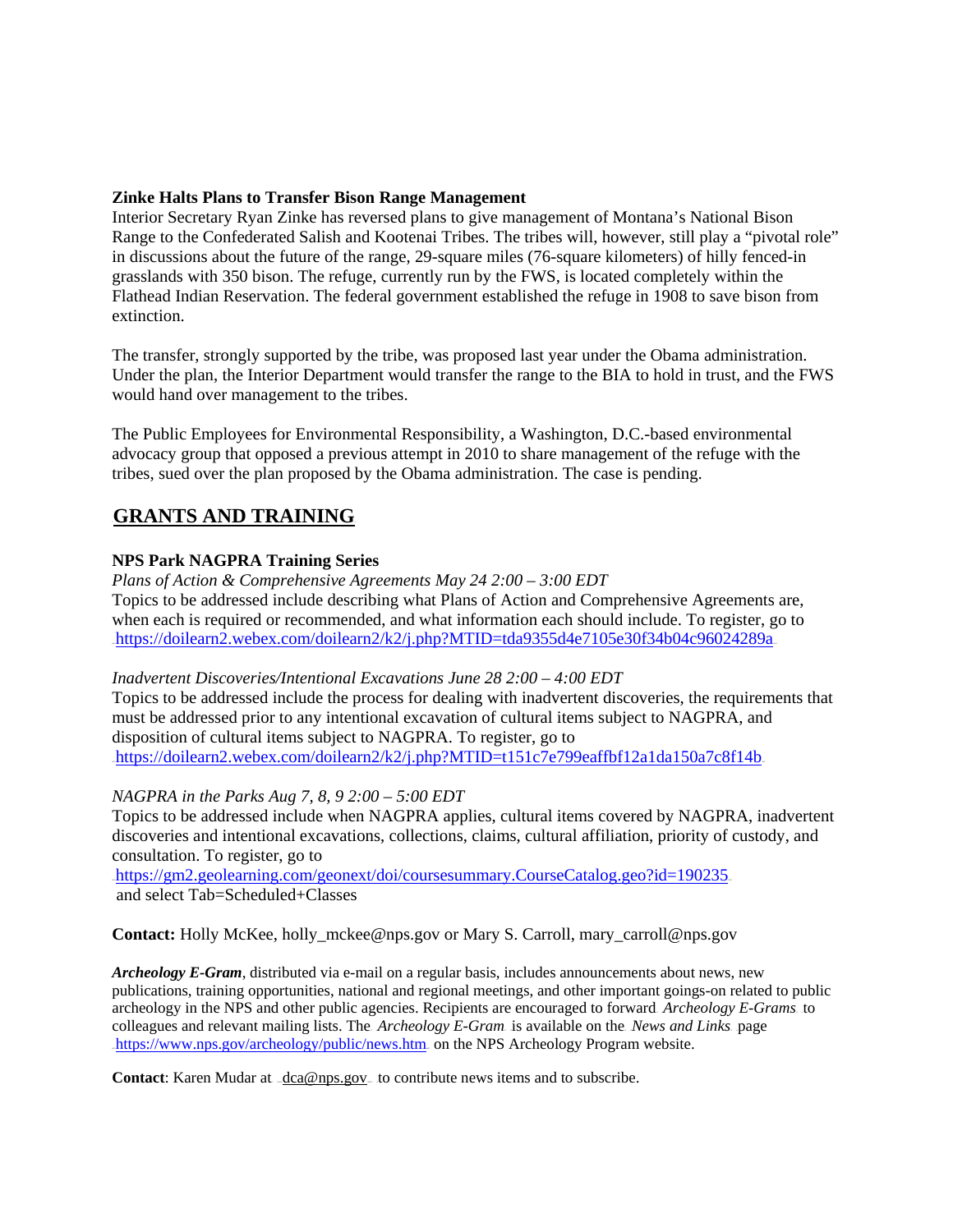**Zinke Halts Plans to Transfer Bison Range Management**

Interior Secretary Ryan Zinke has reversed plans to give management of Montana's National Bison Range to the Confederated Salish and Kootenai Tribes. The tribes will, however, still play a "pivotal role" in discussions about the future of the range, 29-square miles (76-square kilometers) of hilly fenced-in grasslands with 350 bison. The refuge, currently run by the FWS, is located completely within the Flathead Indian Reservation. The federal government established the refuge in 1908 to save bison from extinction.

The transfer, strongly supported by the tribe, was proposed last year under the Obama administration. Under the plan, the Interior Department would transfer the range to the BIA to hold in trust, and the FWS would hand over management to the tribes.

The Public Employees for Environmental Responsibility, a Washington, D.C.-based environmental advocacy group that opposed a previous attempt in 2010 to share management of the refuge with the tribes, sued over the plan proposed by the Obama administration. The case is pending.

## GRANTS AND TRAINING

**NPS Park NAGPRA Training Series**

*Plans of Action & Comprehensive Agreements May 24 2:00 – 3:00 EDT*

Topics to be addressed include describing what Plans of Action and Comprehensive Agreements are, when each is required or recommended, and what information each should include. To register, go to https://doilearn2.webex.com/doilearn2/k2/j.php?MTID=tda9355d4e7105e30f34b04c96024289a

*Inadvertent Discoveries/Intentional Excavations June 28 2:00 – 4:00 EDT*

Topics to be addressed include the process for dealing with inadvertent discoveries, the requirements that must be addressed prior to any intentional excavation of cultural items subject to NAGPRA, and disposition of cultural items subject to NAGPRA. To register, go to https://doilearn2.webex.com/doilearn2/k2/j.php?MTID=t151c7e799eaffbf12a1da150a7c8f14b

*NAGPRA in the Parks Aug 7, 8, 9 2:00 – 5:00 EDT*

Topics to be addressed include when NAGPRA applies, cultural items covered by NAGPRA, inadvertent discoveries and intentional excavations, collections, claims, cultural affiliation, priority of custody, and consultation. To register, go to https://gm2.geolearning.com/geonext/doi/coursesummary.CourseCatalog.geo?id=190235 and select Tab=Scheduled+Classes

**Contact:** Holly McKee, holly_mckee@nps.gov or Mary S. Carroll, mary_carroll@nps.gov

***Archeology E-Gram***, distributed via e-mail on a regular basis, includes announcements about news, new publications, training opportunities, national and regional meetings, and other important goings-on related to public archeology in the NPS and other public agencies. Recipients are encouraged to forward *Archeology E-Grams* to colleagues and relevant mailing lists. The *Archeology E-Gram* is available on the *News and Links* page https://www.nps.gov/archeology/public/news.htm on the NPS Archeology Program website.

**Contact**: Karen Mudar at dca@nps.gov to contribute news items and to subscribe.